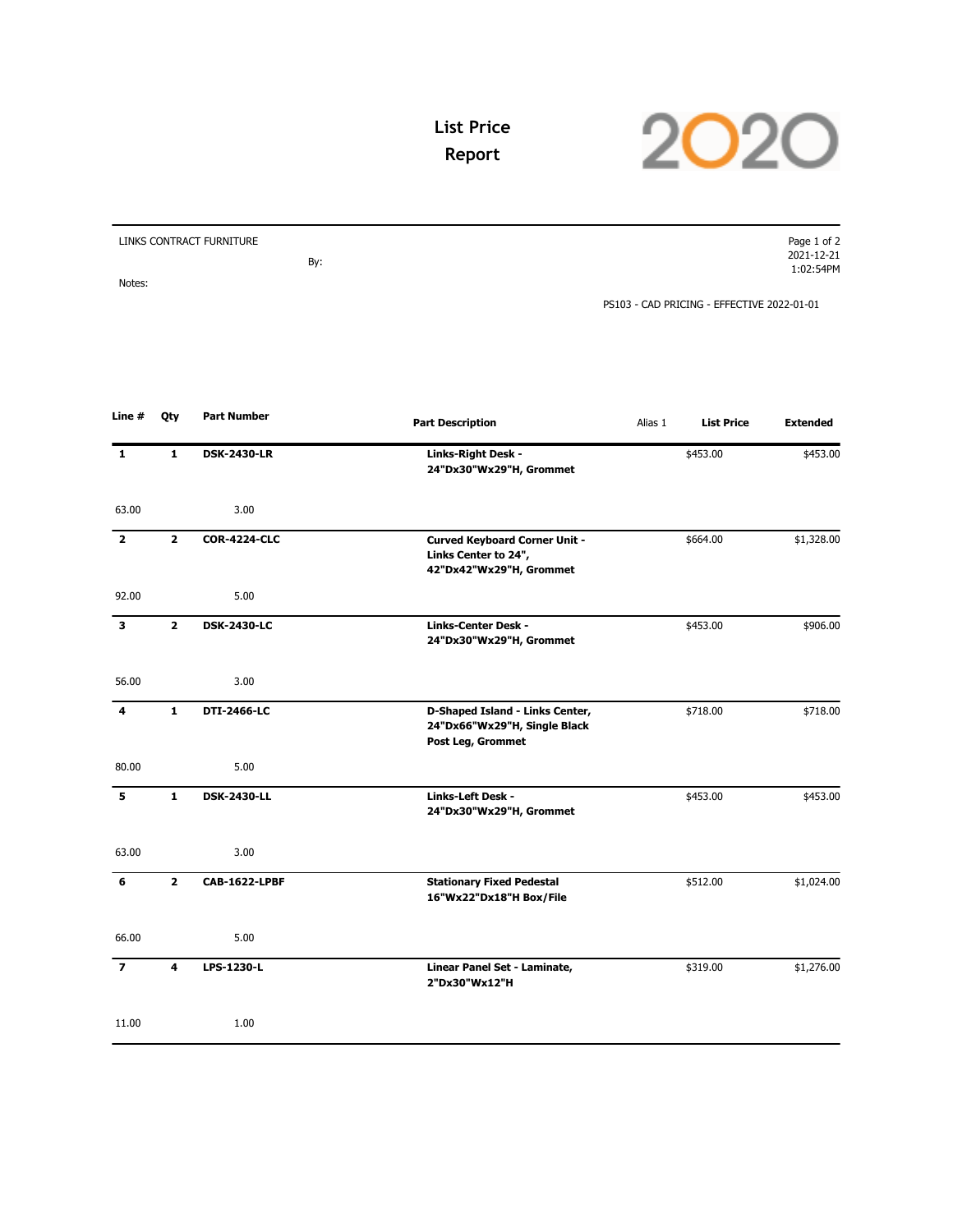# List Price Report

2020

LINKS CONTRACT FURNITURE

By:

Notes:

2021-12-21
1:02:54PM

PS103 - CAD PRICING - EFFECTIVE 2022-01-01

| Line # | Qty | Part Number | Part Description | Alias 1 | List Price | Extended |
|---|---|---|---|---|---|---|
| **1** | **1** | **DSK-2430-LR** | **Links-Right Desk - 24"Dx30"Wx29"H, Grommet** | | $453.00 | $453.00 |
| 63.00 | | 3.00 | | | | |
| **2** | **2** | **COR-4224-CLC** | **Curved Keyboard Corner Unit - Links Center to 24", 42"Dx42"Wx29"H, Grommet** | | $664.00 | $1,328.00 |
| 92.00 | | 5.00 | | | | |
| **3** | **2** | **DSK-2430-LC** | **Links-Center Desk - 24"Dx30"Wx29"H, Grommet** | | $453.00 | $906.00 |
| 56.00 | | 3.00 | | | | |
| **4** | **1** | **DTI-2466-LC** | **D-Shaped Island - Links Center, 24"Dx66"Wx29"H, Single Black Post Leg, Grommet** | | $718.00 | $718.00 |
| 80.00 | | 5.00 | | | | |
| **5** | **1** | **DSK-2430-LL** | **Links-Left Desk - 24"Dx30"Wx29"H, Grommet** | | $453.00 | $453.00 |
| 63.00 | | 3.00 | | | | |
| **6** | **2** | **CAB-1622-LPBF** | **Stationary Fixed Pedestal 16"Wx22"Dx18"H Box/File** | | $512.00 | $1,024.00 |
| 66.00 | | 5.00 | | | | |
| **7** | **4** | **LPS-1230-L** | **Linear Panel Set - Laminate, 2"Dx30"Wx12"H** | | $319.00 | $1,276.00 |
| 11.00 | | 1.00 | | | | |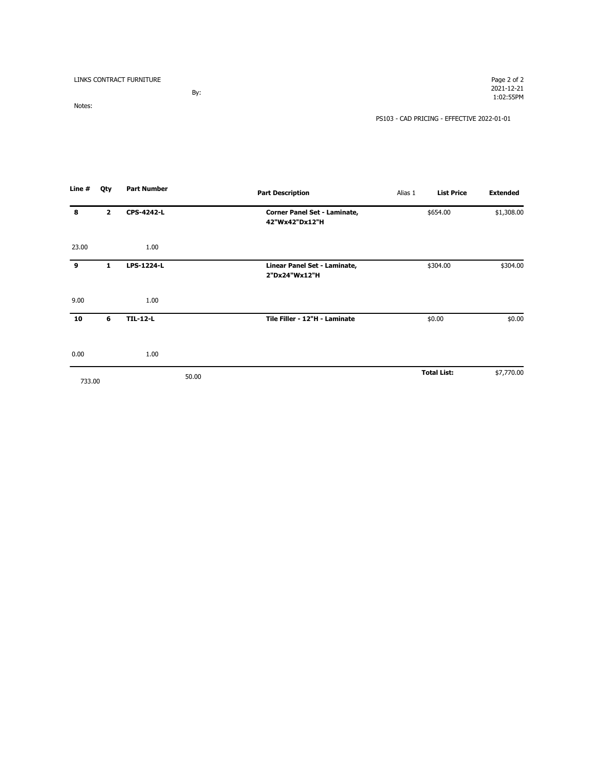LINKS CONTRACT FURNITURE

By:

Notes:

PS103 - CAD PRICING - EFFECTIVE 2022-01-01

| Line # | Qty | Part Number | Part Description | Alias 1 | List Price | Extended |
|---|---|---|---|---|---|---|
| **8** | **2** | **CPS-4242-L** | **Corner Panel Set - Laminate, 42"Wx42"Dx12"H** | | $654.00 | $1,308.00 |
| 23.00 | | 1.00 | | | | |
| **9** | **1** | **LPS-1224-L** | **Linear Panel Set - Laminate, 2"Dx24"Wx12"H** | | $304.00 | $304.00 |
| 9.00 | | 1.00 | | | | |
| **10** | **6** | **TIL-12-L** | **Tile Filler - 12"H - Laminate** | | $0.00 | $0.00 |
| 0.00 | | 1.00 | | | | |
| 733.00 | | 50.00 | | | **Total List:** | $7,770.00 |